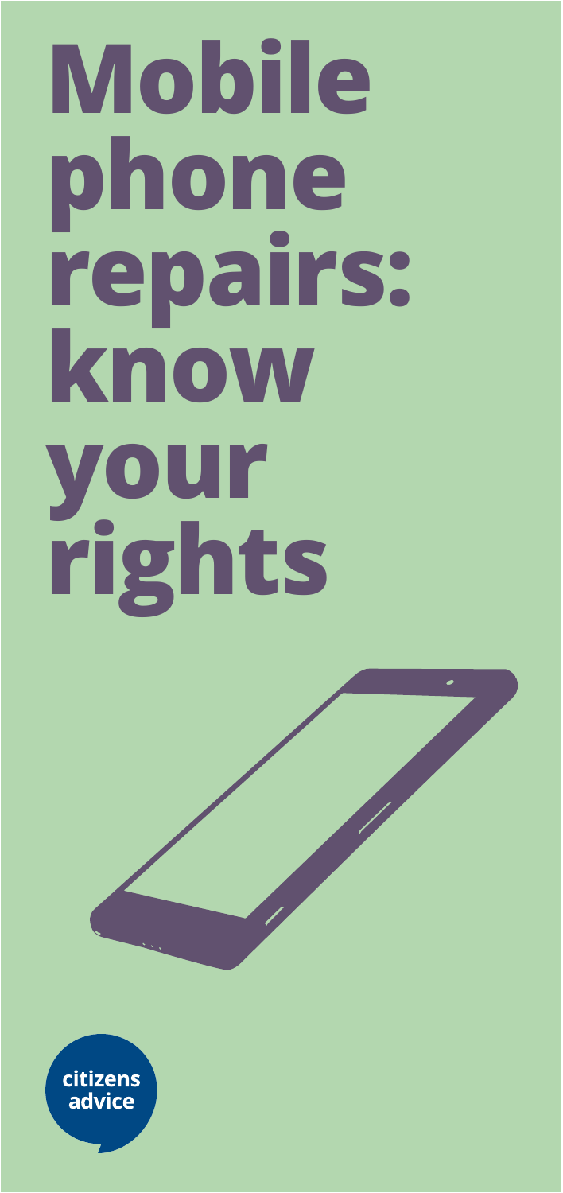# Mobile phone repairs: know your rights

citizens advice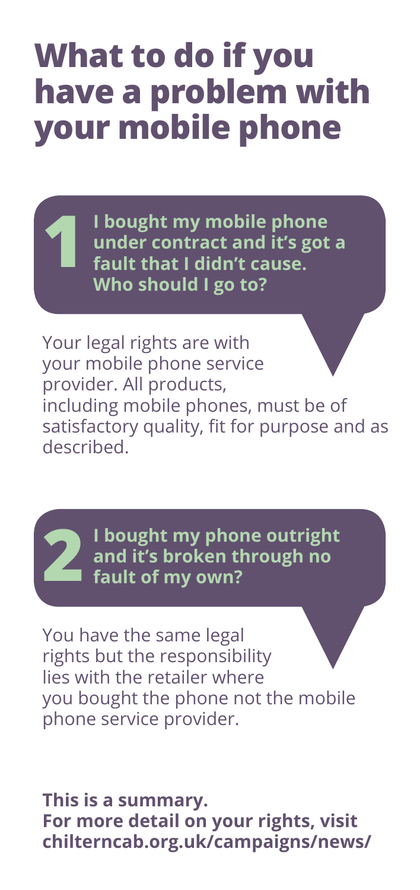# What to do if you have a problem with your mobile phone

**1** **I bought my mobile phone under contract and it's got a fault that I didn't cause. Who should I go to?**

Your legal rights are with your mobile phone service provider. All products, including mobile phones, must be of satisfactory quality, fit for purpose and as described.

**2** **I bought my phone outright and it's broken through no fault of my own?**

You have the same legal rights but the responsibility lies with the retailer where you bought the phone not the mobile phone service provider.

**This is a summary.**
**For more detail on your rights, visit chilterncab.org.uk/campaigns/news/**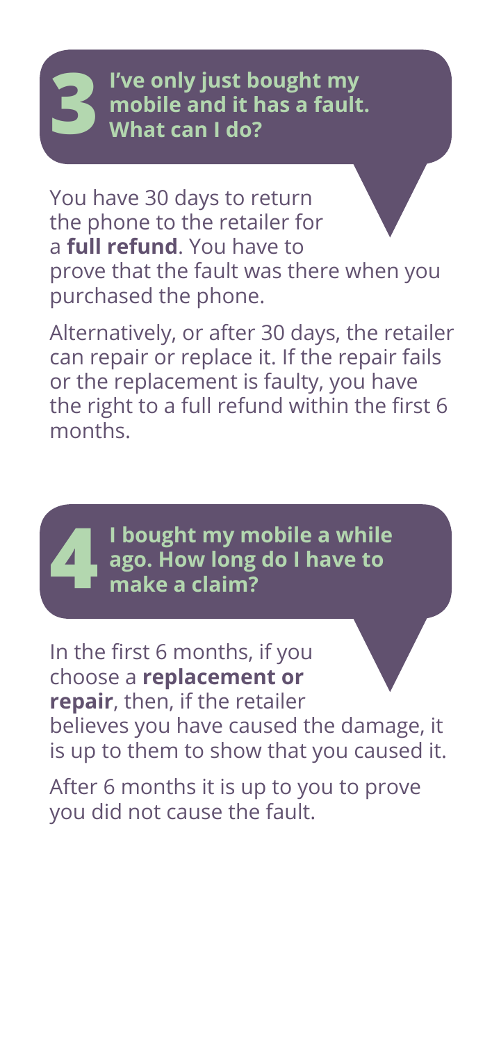## 3 I've only just bought my mobile and it has a fault. What can I do?

You have 30 days to return the phone to the retailer for a **full refund**. You have to prove that the fault was there when you purchased the phone.

Alternatively, or after 30 days, the retailer can repair or replace it. If the repair fails or the replacement is faulty, you have the right to a full refund within the first 6 months.

## 4 I bought my mobile a while ago. How long do I have to make a claim?

In the first 6 months, if you choose a **replacement or repair**, then, if the retailer believes you have caused the damage, it is up to them to show that you caused it.

After 6 months it is up to you to prove you did not cause the fault.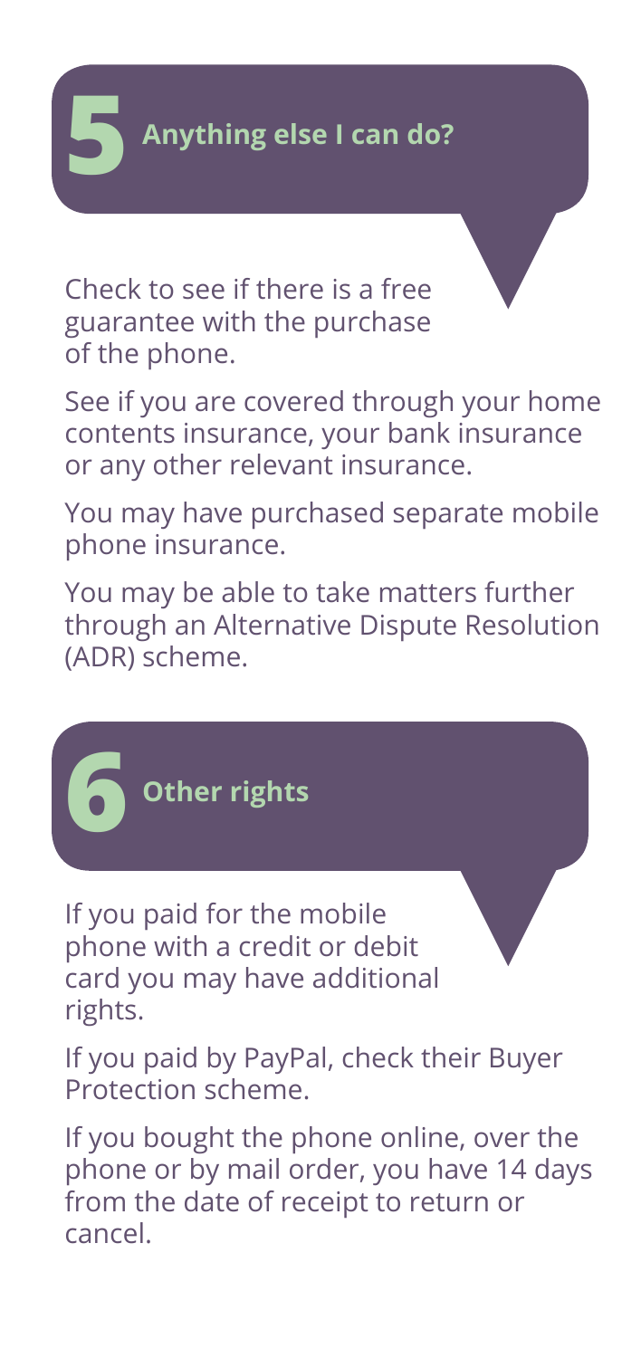## 5 Anything else I can do?

Check to see if there is a free guarantee with the purchase of the phone.

See if you are covered through your home contents insurance, your bank insurance or any other relevant insurance.

You may have purchased separate mobile phone insurance.

You may be able to take matters further through an Alternative Dispute Resolution (ADR) scheme.

## 6 Other rights

If you paid for the mobile phone with a credit or debit card you may have additional rights.

If you paid by PayPal, check their Buyer Protection scheme.

If you bought the phone online, over the phone or by mail order, you have 14 days from the date of receipt to return or cancel.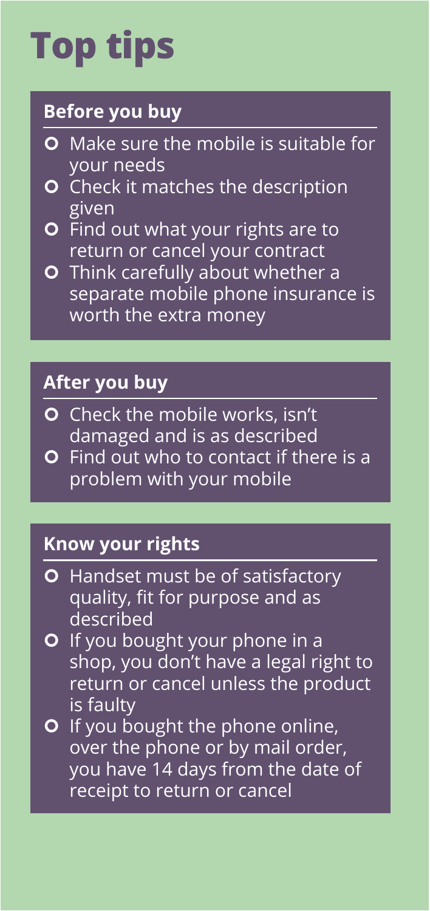# Top tips

## Before you buy

- Make sure the mobile is suitable for your needs
- Check it matches the description given
- Find out what your rights are to return or cancel your contract
- Think carefully about whether a separate mobile phone insurance is worth the extra money

## After you buy

- Check the mobile works, isn't damaged and is as described
- Find out who to contact if there is a problem with your mobile

## Know your rights

- Handset must be of satisfactory quality, fit for purpose and as described
- If you bought your phone in a shop, you don't have a legal right to return or cancel unless the product is faulty
- If you bought the phone online, over the phone or by mail order, you have 14 days from the date of receipt to return or cancel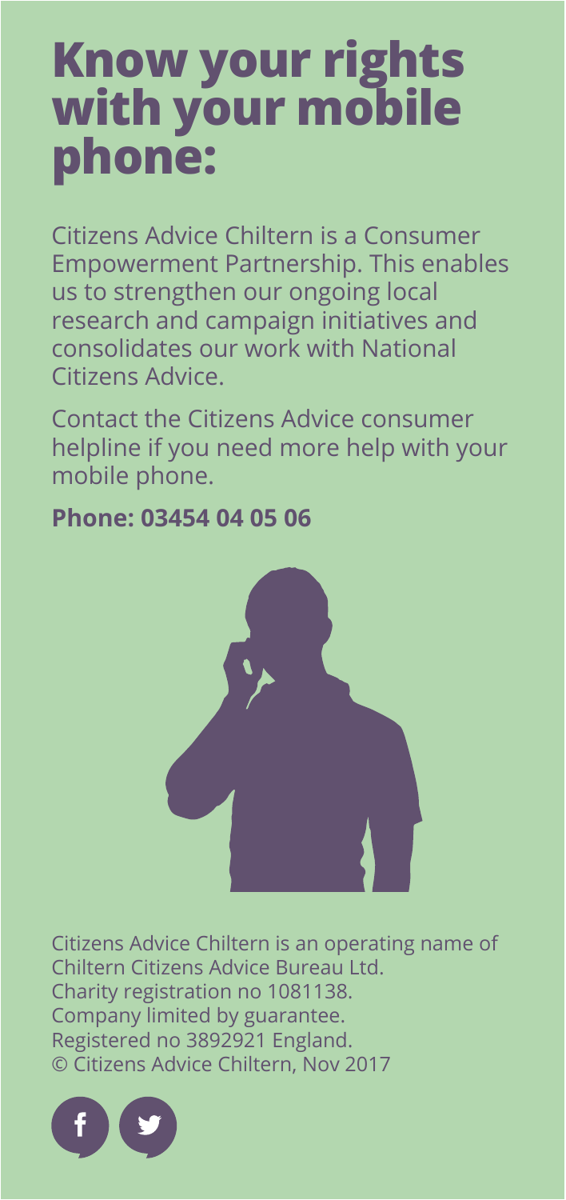# Know your rights with your mobile phone:

Citizens Advice Chiltern is a Consumer Empowerment Partnership. This enables us to strengthen our ongoing local research and campaign initiatives and consolidates our work with National Citizens Advice.

Contact the Citizens Advice consumer helpline if you need more help with your mobile phone.

**Phone: 03454 04 05 06**

Citizens Advice Chiltern is an operating name of Chiltern Citizens Advice Bureau Ltd.
Charity registration no 1081138.
Company limited by guarantee.
Registered no 3892921 England.
© Citizens Advice Chiltern, Nov 2017